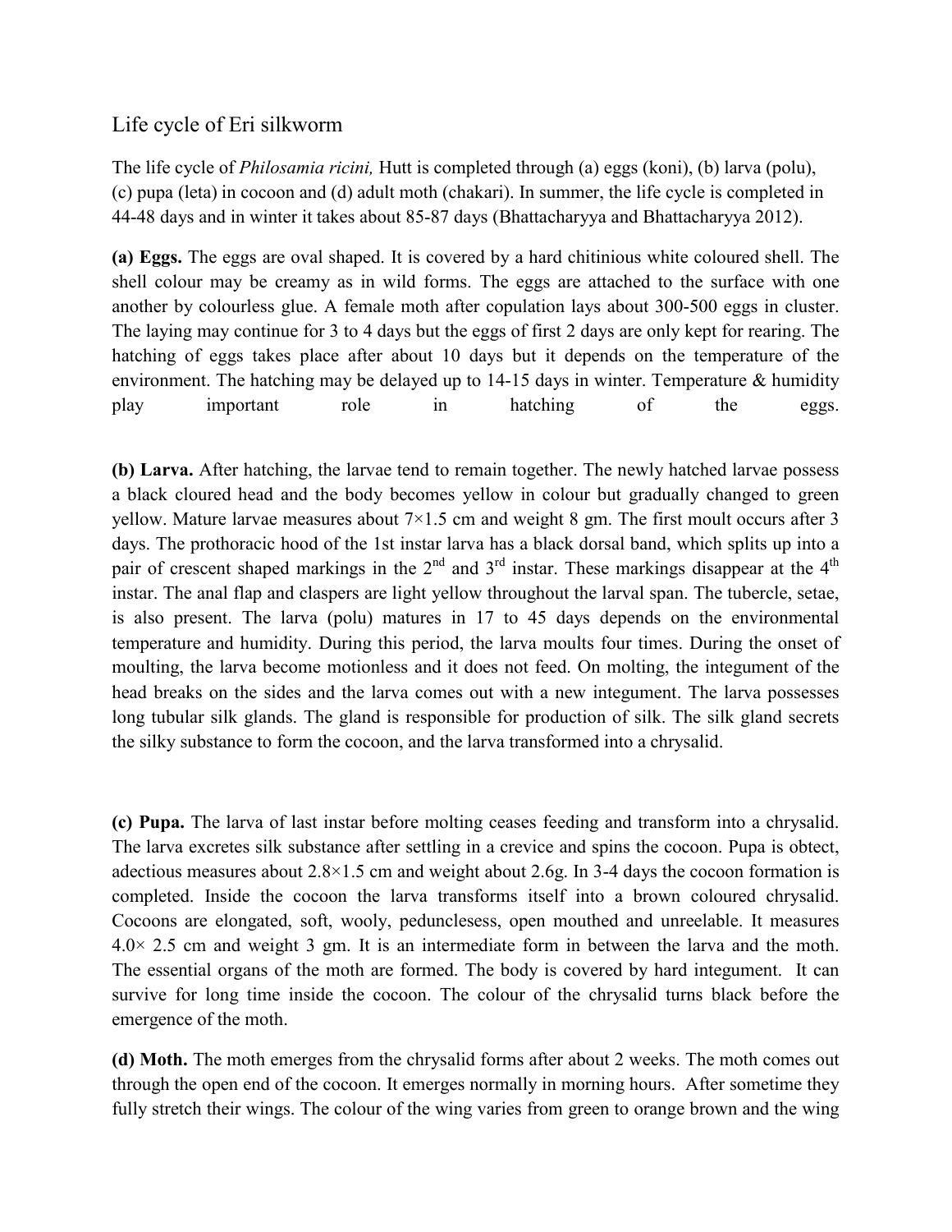## Life cycle of Eri silkworm

The life cycle of *Philosamia ricini,* Hutt is completed through (a) eggs (koni), (b) larva (polu), (c) pupa (leta) in cocoon and (d) adult moth (chakari). In summer, the life cycle is completed in 44-48 days and in winter it takes about 85-87 days (Bhattacharyya and Bhattacharyya 2012).

**(a) Eggs.** The eggs are oval shaped. It is covered by a hard chitinious white coloured shell. The shell colour may be creamy as in wild forms. The eggs are attached to the surface with one another by colourless glue. A female moth after copulation lays about 300-500 eggs in cluster. The laying may continue for 3 to 4 days but the eggs of first 2 days are only kept for rearing. The hatching of eggs takes place after about 10 days but it depends on the temperature of the environment. The hatching may be delayed up to 14-15 days in winter. Temperature & humidity play important role in hatching of the eggs.

**(b) Larva.** After hatching, the larvae tend to remain together. The newly hatched larvae possess a black cloured head and the body becomes yellow in colour but gradually changed to green yellow. Mature larvae measures about 7×1.5 cm and weight 8 gm. The first moult occurs after 3 days. The prothoracic hood of the 1st instar larva has a black dorsal band, which splits up into a pair of crescent shaped markings in the 2nd and 3rd instar. These markings disappear at the 4th instar. The anal flap and claspers are light yellow throughout the larval span. The tubercle, setae, is also present. The larva (polu) matures in 17 to 45 days depends on the environmental temperature and humidity. During this period, the larva moults four times. During the onset of moulting, the larva become motionless and it does not feed. On molting, the integument of the head breaks on the sides and the larva comes out with a new integument. The larva possesses long tubular silk glands. The gland is responsible for production of silk. The silk gland secrets the silky substance to form the cocoon, and the larva transformed into a chrysalid.

**(c) Pupa.** The larva of last instar before molting ceases feeding and transform into a chrysalid. The larva excretes silk substance after settling in a crevice and spins the cocoon. Pupa is obtect, adectious measures about 2.8×1.5 cm and weight about 2.6g. In 3-4 days the cocoon formation is completed. Inside the cocoon the larva transforms itself into a brown coloured chrysalid. Cocoons are elongated, soft, wooly, peduncleless, open mouthed and unreelable. It measures 4.0× 2.5 cm and weight 3 gm. It is an intermediate form in between the larva and the moth. The essential organs of the moth are formed. The body is covered by hard integument. It can survive for long time inside the cocoon. The colour of the chrysalid turns black before the emergence of the moth.

**(d) Moth.** The moth emerges from the chrysalid forms after about 2 weeks. The moth comes out through the open end of the cocoon. It emerges normally in morning hours. After sometime they fully stretch their wings. The colour of the wing varies from green to orange brown and the wing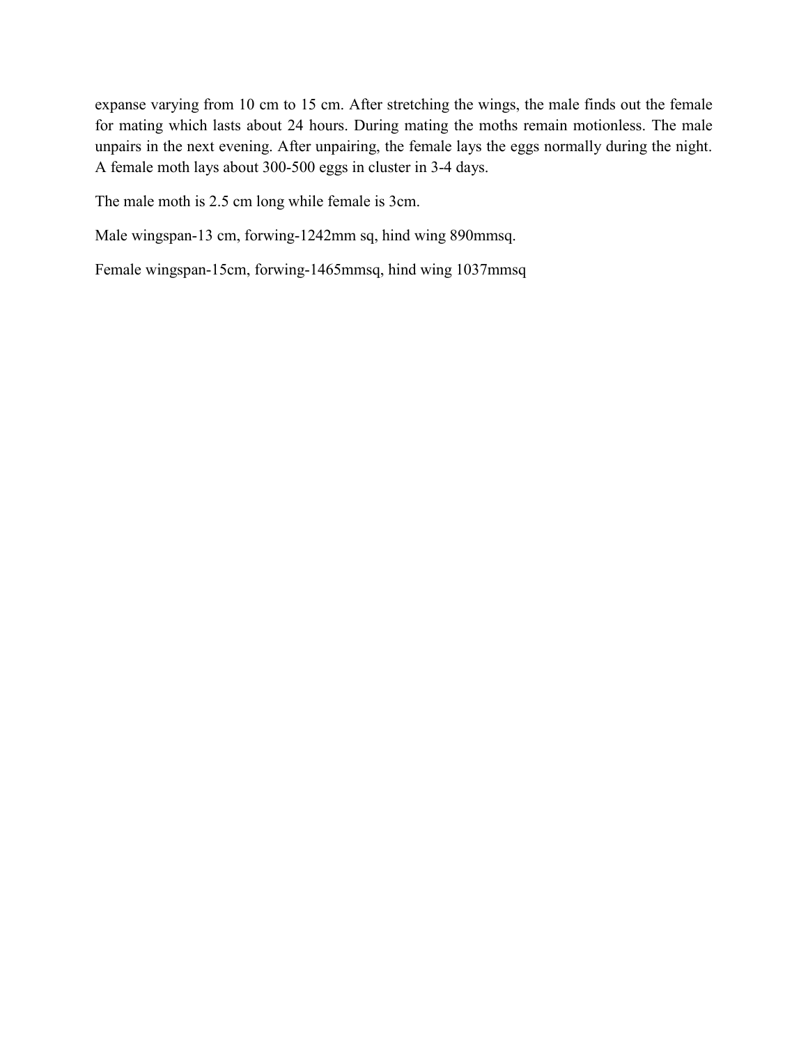expanse varying from 10 cm to 15 cm. After stretching the wings, the male finds out the female for mating which lasts about 24 hours. During mating the moths remain motionless. The male unpairs in the next evening. After unpairing, the female lays the eggs normally during the night. A female moth lays about 300-500 eggs in cluster in 3-4 days.

The male moth is 2.5 cm long while female is 3cm.

Male wingspan-13 cm, forwing-1242mm sq, hind wing 890mmsq.

Female wingspan-15cm, forwing-1465mmsq, hind wing 1037mmsq